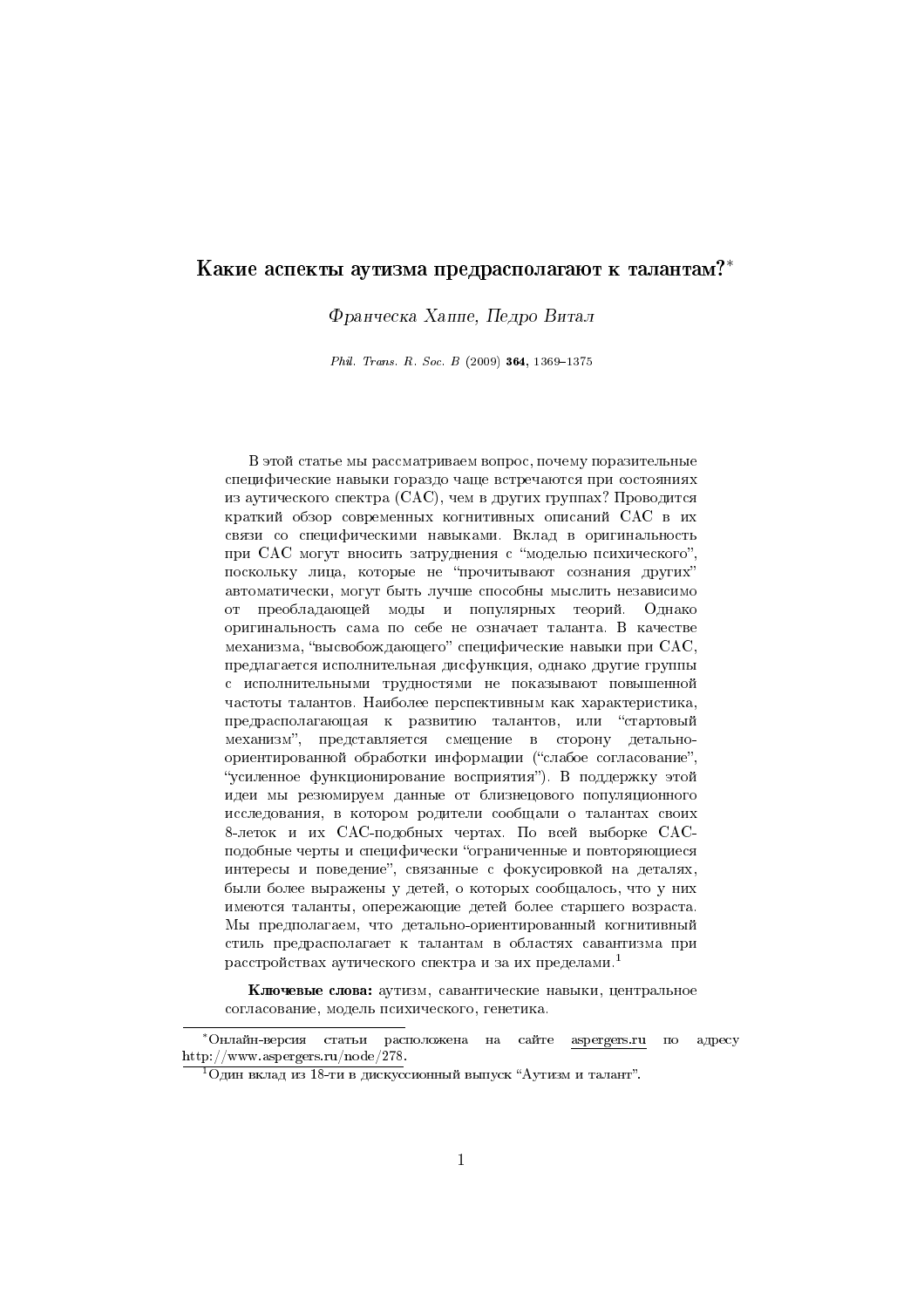# Какие аспекты аутизма предрасполагают к талантам?*

*Франческа Хаппе, Педро Витал*

*Phil. Trans. R. Soc. B* (2009) **364**, 1369–1375

В этой статье мы рассматриваем вопрос, почему поразительные специфические навыки гораздо чаще встречаются при состояниях из аутического спектра (САС), чем в других группах? Проводится краткий обзор современных когнитивных описаний САС в их связи со специфическими навыками. Вклад в оригинальность при САС могут вносить затруднения с "моделью психического", поскольку лица, которые не "прочитывают сознания других" автоматически, могут быть лучше способны мыслить независимо от преобладающей моды и популярных теорий. Однако оригинальность сама по себе не означает таланта. В качестве механизма, "высвобождающего" специфические навыки при САС, предлагается исполнительная дисфункция, однако другие группы с исполнительными трудностями не показывают повышенной частоты талантов. Наиболее перспективным как характеристика, предрасполагающая к развитию талантов, или "стартовый механизм", представляется смещение в сторону детально-ориентированной обработки информации ("слабое согласование", "усиленное функционирование восприятия"). В поддержку этой идеи мы резюмируем данные от близнецового популяционного исследования, в котором родители сообщали о талантах своих 8-леток и их САС-подобных чертах. По всей выборке САС-подобные черты и специфически "ограниченные и повторяющиеся интересы и поведение", связанные с фокусировкой на деталях, были более выражены у детей, о которых сообщалось, что у них имеются таланты, опережающие детей более старшего возраста. Мы предполагаем, что детально-ориентированный когнитивный стиль предрасполагает к талантам в областях савантизма при расстройствах аутического спектра и за их пределами.[1]

**Ключевые слова:** аутизм, савантические навыки, центральное согласование, модель психического, генетика.

---

*Онлайн-версия статьи расположена на сайте aspergers.ru по адресу http://www.aspergers.ru/node/278.

[1] Один вклад из 18-ти в дискуссионный выпуск "Аутизм и талант".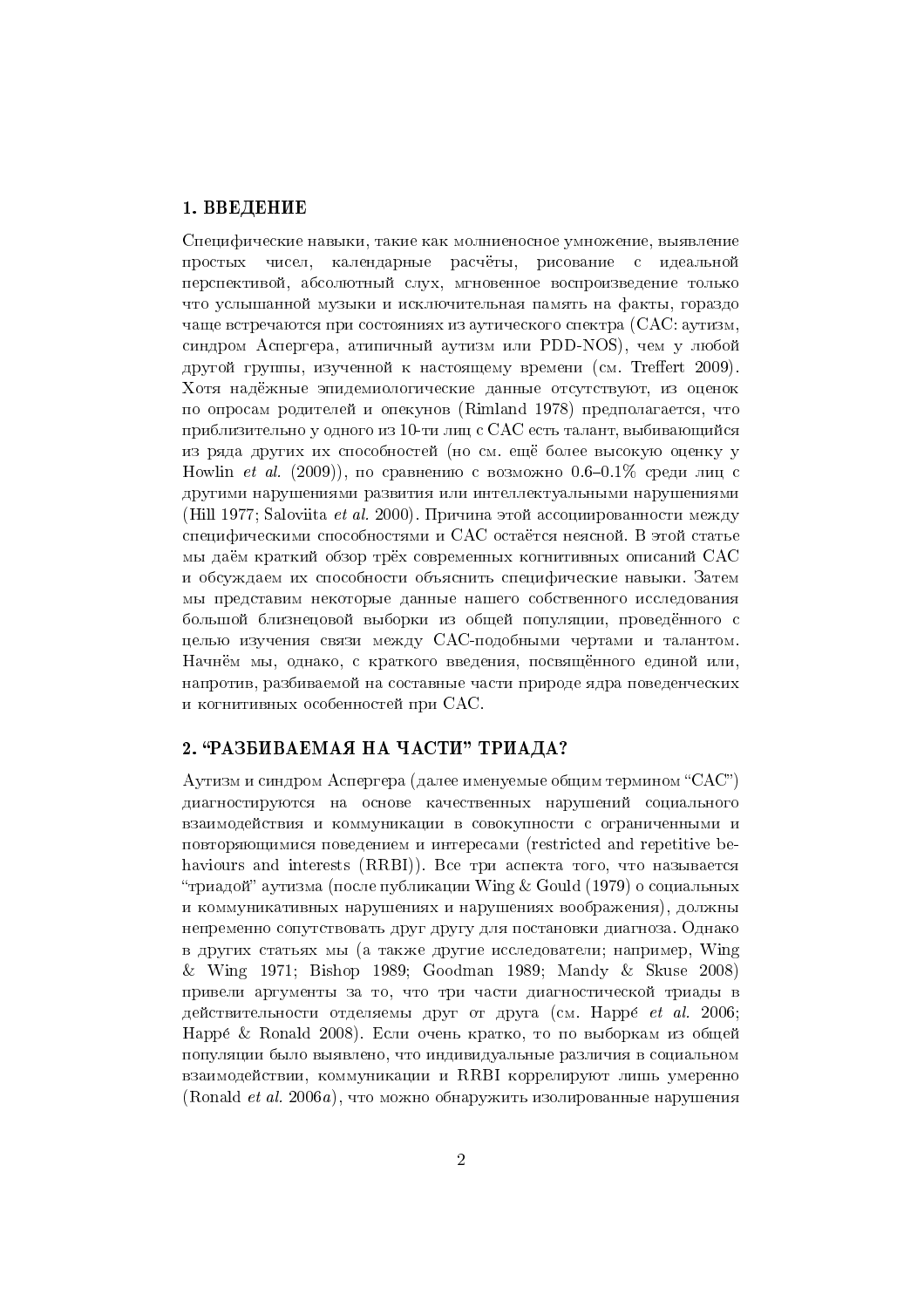## 1. ВВЕДЕНИЕ

Специфические навыки, такие как молниеносное умножение, выявление простых чисел, календарные расчёты, рисование с идеальной перспективой, абсолютный слух, мгновенное воспроизведение только что услышанной музыки и исключительная память на факты, гораздо чаще встречаются при состояниях из аутического спектра (САС: аутизм, синдром Аспергера, атипичный аутизм или PDD-NOS), чем у любой другой группы, изученной к настоящему времени (см. Treffert 2009). Хотя надёжные эпидемиологические данные отсутствуют, из оценок по опросам родителей и опекунов (Rimland 1978) предполагается, что приблизительно у одного из 10-ти лиц с САС есть талант, выбивающийся из ряда других их способностей (но см. ещё более высокую оценку у Howlin *et al.* (2009)), по сравнению с возможно 0.6–0.1% среди лиц с другими нарушениями развития или интеллектуальными нарушениями (Hill 1977; Saloviita *et al.* 2000). Причина этой ассоциированности между специфическими способностями и САС остаётся неясной. В этой статье мы даём краткий обзор трёх современных когнитивных описаний САС и обсуждаем их способности объяснить специфические навыки. Затем мы представим некоторые данные нашего собственного исследования большой близнецовой выборки из общей популяции, проведённого с целью изучения связи между САС-подобными чертами и талантом. Начнём мы, однако, с краткого введения, посвящённого единой или, напротив, разбиваемой на составные части природе ядра поведенческих и когнитивных особенностей при САС.

## 2. "РАЗБИВАЕМАЯ НА ЧАСТИ" ТРИАДА?

Аутизм и синдром Аспергера (далее именуемые общим термином "САС") диагностируются на основе качественных нарушений социального взаимодействия и коммуникации в совокупности с ограниченными и повторяющимися поведением и интересами (restricted and repetitive behaviours and interests (RRBI)). Все три аспекта того, что называется "триадой" аутизма (после публикации Wing & Gould (1979) о социальных и коммуникативных нарушениях и нарушениях воображения), должны непременно сопутствовать друг другу для постановки диагноза. Однако в других статьях мы (а также другие исследователи; например, Wing & Wing 1971; Bishop 1989; Goodman 1989; Mandy & Skuse 2008) привели аргументы за то, что три части диагностической триады в действительности отделяемы друг от друга (см. Happé *et al.* 2006; Happé & Ronald 2008). Если очень кратко, то по выборкам из общей популяции было выявлено, что индивидуальные различия в социальном взаимодействии, коммуникации и RRBI коррелируют лишь умеренно (Ronald *et al.* 2006*a*), что можно обнаружить изолированные нарушения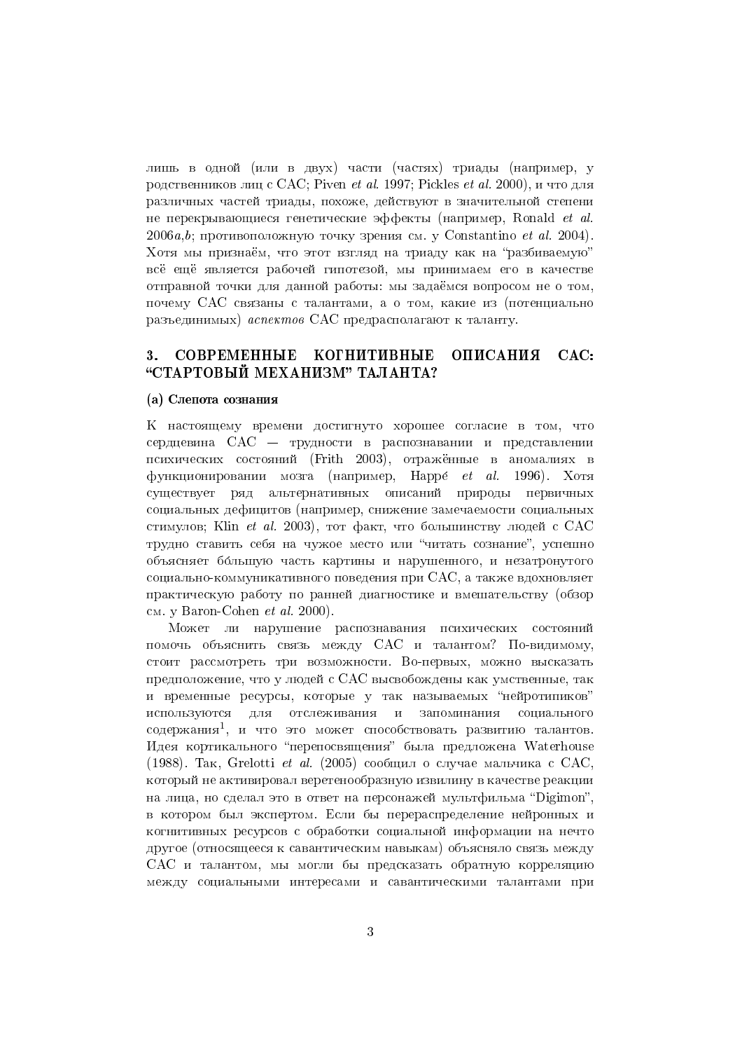лишь в одной (или в двух) части (частях) триады (например, у родственников лиц с САС; Piven *et al.* 1997; Pickles *et al.* 2000), и что для различных частей триады, похоже, действуют в значительной степени не перекрывающиеся генетические эффекты (например, Ronald *et al.* 2006*a*,*b*; противоположную точку зрения см. у Constantino *et al.* 2004). Хотя мы признаём, что этот взгляд на триаду как на "разбиваемую" всё ещё является рабочей гипотезой, мы принимаем его в качестве отправной точки для данной работы: мы задаёмся вопросом не о том, почему САС связаны с талантами, а о том, какие из (потенциально разъединимых) *аспектов* САС предрасполагают к таланту.

## 3. СОВРЕМЕННЫЕ КОГНИТИВНЫЕ ОПИСАНИЯ САС: "СТАРТОВЫЙ МЕХАНИЗМ" ТАЛАНТА?

### (a) Слепота сознания

К настоящему времени достигнуто хорошее согласие в том, что сердцевина САС — трудности в распознавании и представлении психических состояний (Frith 2003), отражённые в аномалиях в функционировании мозга (например, Happé *et al.* 1996). Хотя существует ряд альтернативных описаний природы первичных социальных дефицитов (например, снижение замечаемости социальных стимулов; Klin *et al.* 2003), тот факт, что большинству людей с САС трудно ставить себя на чужое место или "читать сознание", успешно объясняет бóльшую часть картины и нарушенного, и незатронутого социально-коммуникативного поведения при САС, а также вдохновляет практическую работу по ранней диагностике и вмешательству (обзор см. у Baron-Cohen *et al.* 2000).

Может ли нарушение распознавания психических состояний помочь объяснить связь между САС и талантом? По-видимому, стоит рассмотреть три возможности. Во-первых, можно высказать предположение, что у людей с САС высвобождены как умственные, так и временные ресурсы, которые у так называемых "нейротипиков" используются для отслеживания и запоминания социального содержания[1], и что это может способствовать развитию талантов. Идея кортикального "перепосвящения" была предложена Waterhouse (1988). Так, Grelotti *et al.* (2005) сообщил о случае мальчика с САС, который не активировал веретенообразную извилину в качестве реакции на лица, но сделал это в ответ на персонажей мультфильма "Digimon", в котором был экспертом. Если бы перераспределение нейронных и когнитивных ресурсов с обработки социальной информации на нечто другое (относящееся к савантическим навыкам) объясняло связь между САС и талантом, мы могли бы предсказать обратную корреляцию между социальными интересами и савантическими талантами при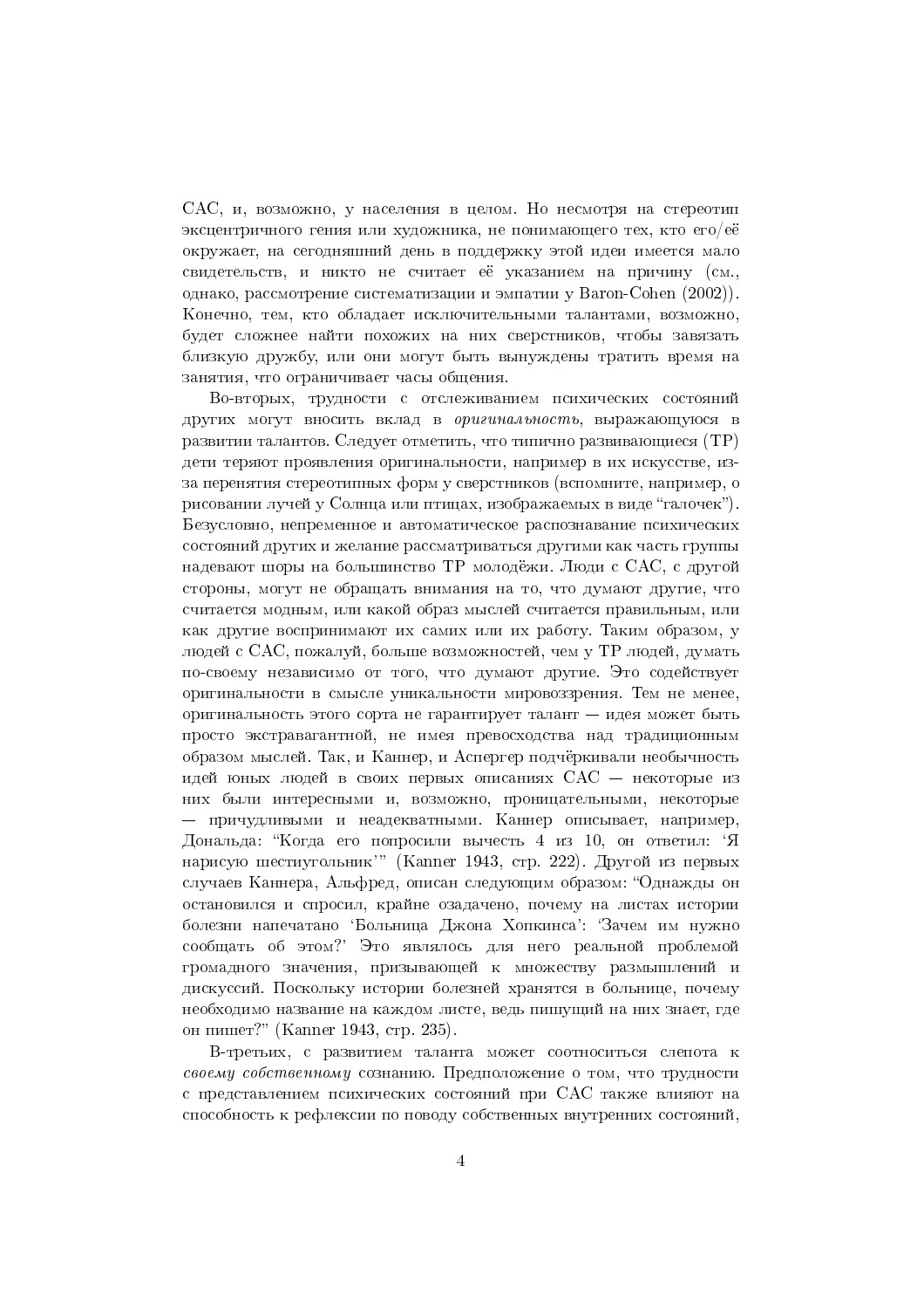САС, и, возможно, у населения в целом. Но несмотря на стереотип эксцентричного гения или художника, не понимающего тех, кто его/её окружает, на сегодняшний день в поддержку этой идеи имеется мало свидетельств, и никто не считает её указанием на причину (см., однако, рассмотрение систематизации и эмпатии у Baron-Cohen (2002)). Конечно, тем, кто обладает исключительными талантами, возможно, будет сложнее найти похожих на них сверстников, чтобы завязать близкую дружбу, или они могут быть вынуждены тратить время на занятия, что ограничивает часы общения.

Во-вторых, трудности с отслеживанием психических состояний других могут вносить вклад в *оригинальность*, выражающуюся в развитии талантов. Следует отметить, что типично развивающиеся (ТР) дети теряют проявления оригинальности, например в их искусстве, из-за перенятия стереотипных форм у сверстников (вспомните, например, о рисовании лучей у Солнца или птицах, изображаемых в виде "галочек"). Безусловно, непременное и автоматическое распознавание психических состояний других и желание рассматриваться другими как часть группы надевают шоры на большинство ТР молодёжи. Люди с САС, с другой стороны, могут не обращать внимания на то, что думают другие, что считается модным, или какой образ мыслей считается правильным, или как другие воспринимают их самих или их работу. Таким образом, у людей с САС, пожалуй, больше возможностей, чем у ТР людей, думать по-своему независимо от того, что думают другие. Это содействует оригинальности в смысле уникальности мировоззрения. Тем не менее, оригинальность этого сорта не гарантирует талант — идея может быть просто экстравагантной, не имея превосходства над традиционным образом мыслей. Так, и Каннер, и Аспергер подчёркивали необычность идей юных людей в своих первых описаниях САС — некоторые из них были интересными и, возможно, проницательными, некоторые — причудливыми и неадекватными. Каннер описывает, например, Дональда: "Когда его попросили вычесть 4 из 10, он ответил: 'Я нарисую шестиугольник'" (Kanner 1943, стр. 222). Другой из первых случаев Каннера, Альфред, описан следующим образом: "Однажды он остановился и спросил, крайне озадачено, почему на листах истории болезни напечатано 'Больница Джона Хопкинса': 'Зачем им нужно сообщать об этом?' Это являлось для него реальной проблемой громадного значения, призывающей к множеству размышлений и дискуссий. Поскольку истории болезней хранятся в больнице, почему необходимо название на каждом листе, ведь пишущий на них знает, где он пишет?" (Kanner 1943, стр. 235).

В-третьих, с развитием таланта может соотноситься слепота к *своему собственному* сознанию. Предположение о том, что трудности с представлением психических состояний при САС также влияют на способность к рефлексии по поводу собственных внутренних состояний,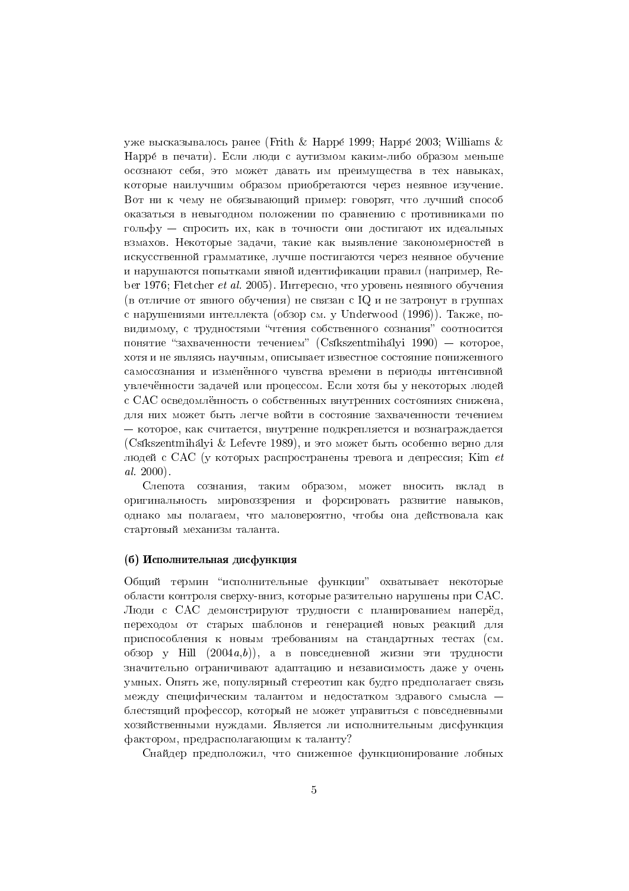уже высказывалось ранее (Frith & Happé 1999; Happé 2003; Williams & Happé в печати). Если люди с аутизмом каким-либо образом меньше осознают себя, это может давать им преимущества в тех навыках, которые наилучшим образом приобретаются через неявное изучение. Вот ни к чему не обязывающий пример: говорят, что лучший способ оказаться в невыгодном положении по сравнению с противниками по гольфу — спросить их, как в точности они достигают их идеальных взмахов. Некоторые задачи, такие как выявление закономерностей в искусственной грамматике, лучше постигаются через неявное обучение и нарушаются попытками явной идентификации правил (например, Reber 1976; Fletcher *et al.* 2005). Интересно, что уровень неявного обучения (в отличие от явного обучения) не связан с IQ и не затронут в группах с нарушениями интеллекта (обзор см. у Underwood (1996)). Также, по-видимому, с трудностями "чтения собственного сознания" соотносится понятие "захваченности течением" (Csíkszentmihályi 1990) — которое, хотя и не являясь научным, описывает известное состояние пониженного самосознания и изменённого чувства времени в периоды интенсивной увлечённости задачей или процессом. Если хотя бы у некоторых людей с САС осведомлённость о собственных внутренних состояниях снижена, для них может быть легче войти в состояние захваченности течением — которое, как считается, внутренне подкрепляется и вознаграждается (Csíkszentmihályi & Lefevre 1989), и это может быть особенно верно для людей с САС (у которых распространены тревога и депрессия; Kim *et al.* 2000).

Слепота сознания, таким образом, может вносить вклад в оригинальность мировоззрения и форсировать развитие навыков, однако мы полагаем, что маловероятно, чтобы она действовала как стартовый механизм таланта.

### (б) Исполнительная дисфункция

Общий термин "исполнительные функции" охватывает некоторые области контроля сверху-вниз, которые разительно нарушены при САС. Люди с САС демонстрируют трудности с планированием наперёд, переходом от старых шаблонов и генерацией новых реакций для приспособления к новым требованиям на стандартных тестах (см. обзор у Hill (2004*a*,*b*)), а в повседневной жизни эти трудности значительно ограничивают адаптацию и независимость даже у очень умных. Опять же, популярный стереотип как будто предполагает связь между специфическим талантом и недостатком здравого смысла — блестящий профессор, который не может управиться с повседневными хозяйственными нуждами. Является ли исполнительным дисфункция фактором, предрасполагающим к таланту?

Снайдер предположил, что сниженное функционирование лобных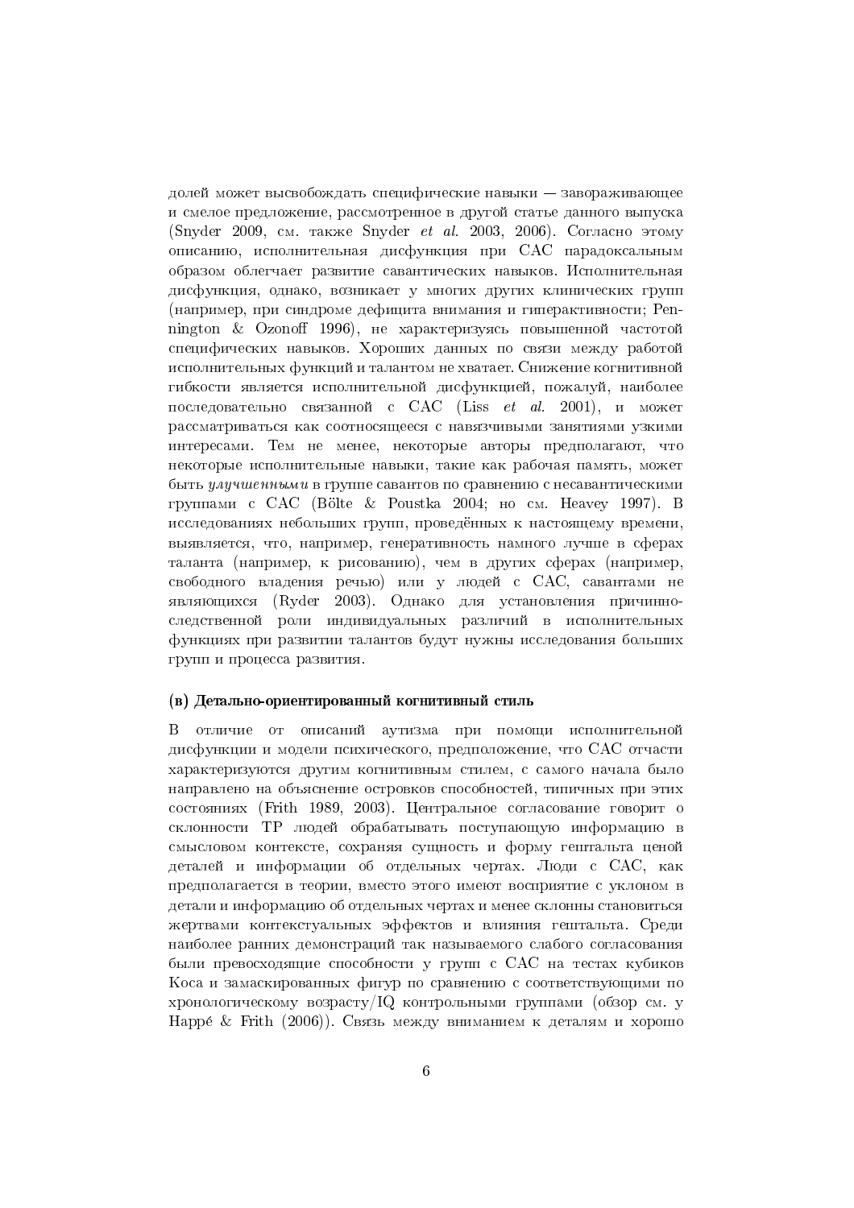долей может высвобождать специфические навыки — завораживающее и смелое предложение, рассмотренное в другой статье данного выпуска (Snyder 2009, см. также Snyder *et al.* 2003, 2006). Согласно этому описанию, исполнительная дисфункция при САС парадоксальным образом облегчает развитие савантических навыков. Исполнительная дисфункция, однако, возникает у многих других клинических групп (например, при синдроме дефицита внимания и гиперактивности; Pennington & Ozonoff 1996), не характеризуясь повышенной частотой специфических навыков. Хороших данных по связи между работой исполнительных функций и талантом не хватает. Снижение когнитивной гибкости является исполнительной дисфункцией, пожалуй, наиболее последовательно связанной с САС (Liss *et al.* 2001), и может рассматриваться как соотносящееся с навязчивыми занятиями узкими интересами. Тем не менее, некоторые авторы предполагают, что некоторые исполнительные навыки, такие как рабочая память, может быть *улучшенными* в группе савантов по сравнению с несавантическими группами с САС (Bölte & Poustka 2004; но см. Heavey 1997). В исследованиях небольших групп, проведённых к настоящему времени, выявляется, что, например, генеративность намного лучше в сферах таланта (например, к рисованию), чем в других сферах (например, свободного владения речью) или у людей с САС, савантами не являющихся (Ryder 2003). Однако для установления причинно-следственной роли индивидуальных различий в исполнительных функциях при развитии талантов будут нужны исследования больших групп и процесса развития.

### (в) Детально-ориентированный когнитивный стиль

В отличие от описаний аутизма при помощи исполнительной дисфункции и модели психического, предположение, что САС отчасти характеризуются другим когнитивным стилем, с самого начала было направлено на объяснение островков способностей, типичных при этих состояниях (Frith 1989, 2003). Центральное согласование говорит о склонности ТР людей обрабатывать поступающую информацию в смысловом контексте, сохраняя сущность и форму гештальта ценой деталей и информации об отдельных чертах. Люди с САС, как предполагается в теории, вместо этого имеют восприятие с уклоном в детали и информацию об отдельных чертах и менее склонны становиться жертвами контекстуальных эффектов и влияния гештальта. Среди наиболее ранних демонстраций так называемого слабого согласования были превосходящие способности у групп с САС на тестах кубиков Коса и замаскированных фигур по сравнению с соответствующими по хронологическому возрасту/IQ контрольными группами (обзор см. у Happé & Frith (2006)). Связь между вниманием к деталям и хорошо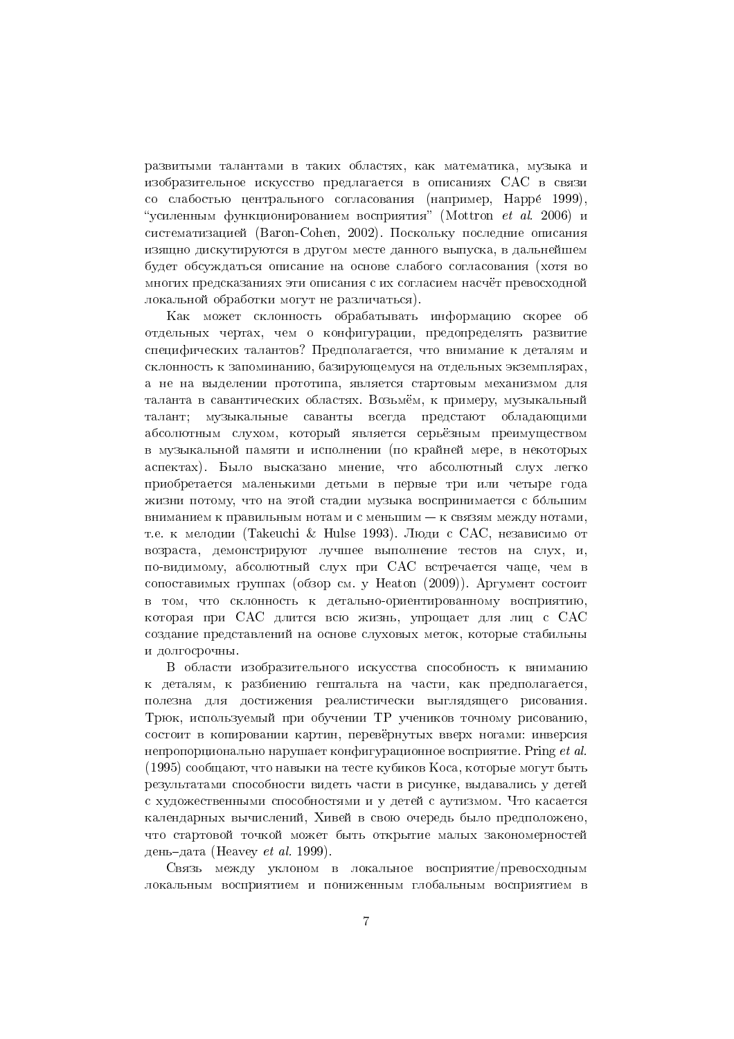развитыми талантами в таких областях, как математика, музыка и изобразительное искусство предлагается в описаниях САС в связи со слабостью центрального согласования (например, Happé 1999), "усиленным функционированием восприятия" (Mottron *et al.* 2006) и систематизацией (Baron-Cohen, 2002). Поскольку последние описания изящно дискутируются в другом месте данного выпуска, в дальнейшем будет обсуждаться описание на основе слабого согласования (хотя во многих предсказаниях эти описания с их согласием насчёт превосходной локальной обработки могут не различаться).

Как может склонность обрабатывать информацию скорее об отдельных чертах, чем о конфигурации, предопределять развитие специфических талантов? Предполагается, что внимание к деталям и склонность к запоминанию, базирующемуся на отдельных экземплярах, а не на выделении прототипа, является стартовым механизмом для таланта в савантических областях. Возьмём, к примеру, музыкальный талант; музыкальные саванты всегда предстают обладающими абсолютным слухом, который является серьёзным преимуществом в музыкальной памяти и исполнении (по крайней мере, в некоторых аспектах). Было высказано мнение, что абсолютный слух легко приобретается маленькими детьми в первые три или четыре года жизни потому, что на этой стадии музыка воспринимается с бо́льшим вниманием к правильным нотам и с меньшим — к связям между нотами, т.е. к мелодии (Takeuchi & Hulse 1993). Люди с САС, независимо от возраста, демонстрируют лучшее выполнение тестов на слух, и, по-видимому, абсолютный слух при САС встречается чаще, чем в сопоставимых группах (обзор см. у Heaton (2009)). Аргумент состоит в том, что склонность к детально-ориентированному восприятию, которая при САС длится всю жизнь, упрощает для лиц с САС создание представлений на основе слуховых меток, которые стабильны и долгосрочны.

В области изобразительного искусства способность к вниманию к деталям, к разбиению гештальта на части, как предполагается, полезна для достижения реалистически выглядящего рисования. Трюк, используемый при обучении ТР учеников точному рисованию, состоит в копировании картин, перевёрнутых вверх ногами: инверсия непропорционально нарушает конфигурационное восприятие. Pring *et al.* (1995) сообщают, что навыки на тесте кубиков Коса, которые могут быть результатами способности видеть части в рисунке, выдавались у детей с художественными способностями и у детей с аутизмом. Что касается календарных вычислений, Хивей в свою очередь было предположено, что стартовой точкой может быть открытие малых закономерностей день–дата (Heavey *et al.* 1999).

Связь между уклоном в локальное восприятие/превосходным локальным восприятием и пониженным глобальным восприятием в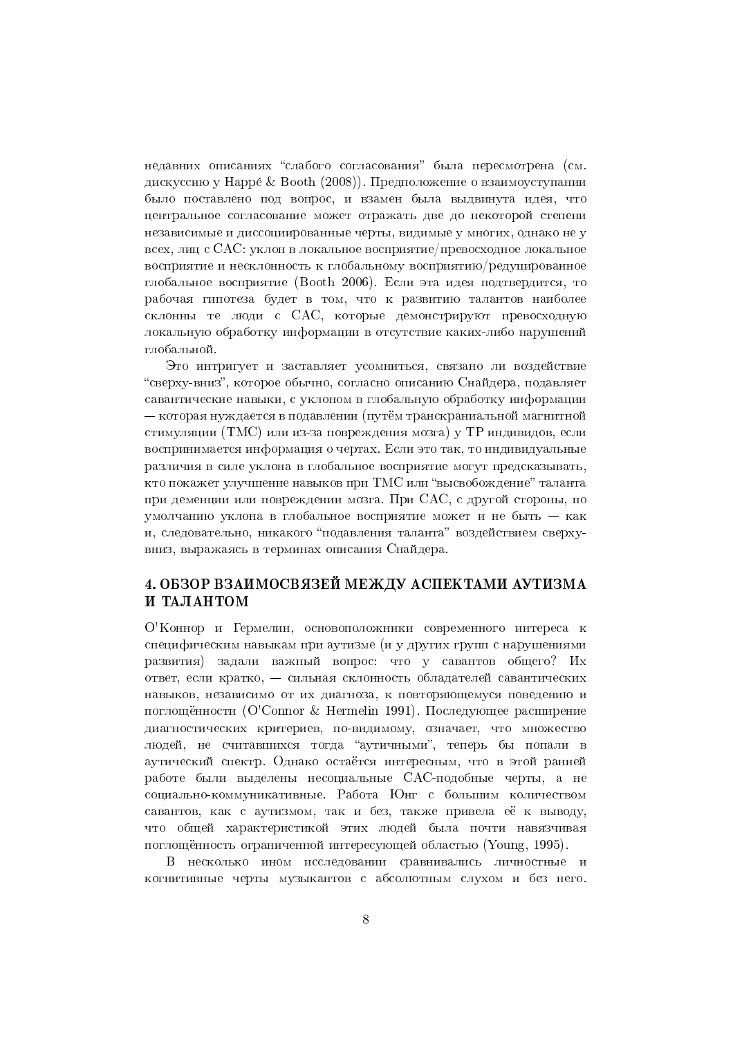недавних описаниях “слабого согласования” была пересмотрена (см. дискуссию у Happé & Booth (2008)). Предположение о взаимоуступании было поставлено под вопрос, и взамен была выдвинута идея, что центральное согласование может отражать две до некоторой степени независимые и диссоциированные черты, видимые у многих, однако не у всех, лиц с САС: уклон в локальное восприятие/превосходное локальное восприятие и несклонность к глобальному восприятию/редуцированное глобальное восприятие (Booth 2006). Если эта идея подтвердится, то рабочая гипотеза будет в том, что к развитию талантов наиболее склонны те люди с САС, которые демонстрируют превосходную локальную обработку информации в отсутствие каких-либо нарушений глобальной.

Это интригует и заставляет усомниться, связано ли воздействие “сверху-вниз”, которое обычно, согласно описанию Снайдера, подавляет савантические навыки, с уклоном в глобальную обработку информации — которая нуждается в подавлении (путём транскраниальной магнитной стимуляции (ТМС) или из-за повреждения мозга) у ТР индивидов, если воспринимается информация о чертах. Если это так, то индивидуальные различия в силе уклона в глобальное восприятие могут предсказывать, кто покажет улучшение навыков при ТМС или “высвобождение” таланта при деменции или повреждении мозга. При САС, с другой стороны, по умолчанию уклона в глобальное восприятие может и не быть — как и, следовательно, никакого “подавления таланта” воздействием сверху-вниз, выражаясь в терминах описания Снайдера.

## 4. ОБЗОР ВЗАИМОСВЯЗЕЙ МЕЖДУ АСПЕКТАМИ АУТИЗМА И ТАЛАНТОМ

О'Коннор и Гермелин, основоположники современного интереса к специфическим навыкам при аутизме (и у других групп с нарушениями развития) задали важный вопрос: что у савантов общего? Их ответ, если кратко, — сильная склонность обладателей савантических навыков, независимо от их диагноза, к повторяющемуся поведению и поглощённости (O'Connor & Hermelin 1991). Последующее расширение диагностических критериев, по-видимому, означает, что множество людей, не считавшихся тогда “аутичными”, теперь бы попали в аутический спектр. Однако остаётся интересным, что в этой ранней работе были выделены несоциальные САС-подобные черты, а не социально-коммуникативные. Работа Юнг с большим количеством савантов, как с аутизмом, так и без, также привела её к выводу, что общей характеристикой этих людей была почти навязчивая поглощённость ограниченной интересующей областью (Young, 1995).

В несколько ином исследовании сравнивались личностные и когнитивные черты музыкантов с абсолютным слухом и без него.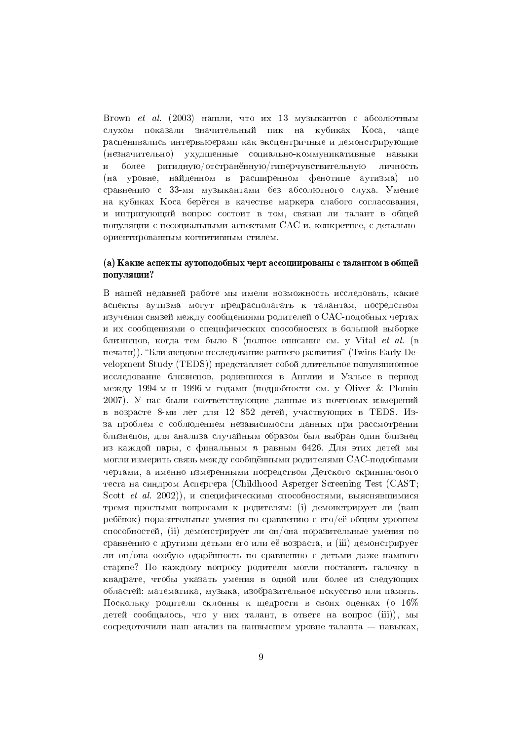Brown *et al.* (2003) нашли, что их 13 музыкантов с абсолютным слухом показали значительный пик на кубиках Коса, чаще расценивались интервьюерами как эксцентричные и демонстрирующие (незначительно) ухудшенные социально-коммуникативные навыки и более ригидную/отстранённую/гиперчувствительную личность (на уровне, найденном в расширенном фенотипе аутизма) по сравнению с 33-мя музыкантами без абсолютного слуха. Умение на кубиках Коса берётся в качестве маркера слабого согласования, и интригующий вопрос состоит в том, связан ли талант в общей популяции с несоциальными аспектами САС и, конкретнее, с детально-ориентированным когнитивным стилем.

### (a) Какие аспекты аутоподобных черт ассоциированы с талантом в общей популяции?

В нашей недавней работе мы имели возможность исследовать, какие аспекты аутизма могут предрасполагать к талантам, посредством изучения связей между сообщениями родителей о САС-подобных чертах и их сообщениями о специфических способностях в большой выборке близнецов, когда тем было 8 (полное описание см. у Vital *et al.* (в печати)). "Близнецовое исследование раннего развития" (Twins Early Development Study (TEDS)) представляет собой длительное популяционное исследование близнецов, родившихся в Англии и Уэльсе в период между 1994-м и 1996-м годами (подробности см. у Oliver & Plomin 2007). У нас были соответствующие данные из почтовых измерений в возрасте 8-ми лет для 12 852 детей, участвующих в TEDS. Из-за проблем с соблюдением независимости данных при рассмотрении близнецов, для анализа случайным образом был выбран один близнец из каждой пары, с финальным $n$ равным 6426. Для этих детей мы могли измерить связь между сообщёнными родителями САС-подобными чертами, а именно измеренными посредством Детского скринингового теста на синдром Аспергера (Childhood Asperger Screening Test (CAST; Scott *et al.* 2002)), и специфическими способностями, выяснявшимися тремя простыми вопросами к родителям: (i) демонстрирует ли (ваш ребёнок) поразительные умения по сравнению с его/её общим уровнем способностей, (ii) демонстрирует ли он/она поразительные умения по сравнению с другими детьми его или её возраста, и (iii) демонстрирует ли он/она особую одарённость по сравнению с детьми даже намного старше? По каждому вопросу родители могли поставить галочку в квадрате, чтобы указать умения в одной или более из следующих областей: математика, музыка, изобразительное искусство или память. Поскольку родители склонны к щедрости в своих оценках (о 16% детей сообщалось, что у них талант, в ответе на вопрос (iii)), мы сосредоточили наш анализ на наивысшем уровне таланта — навыках,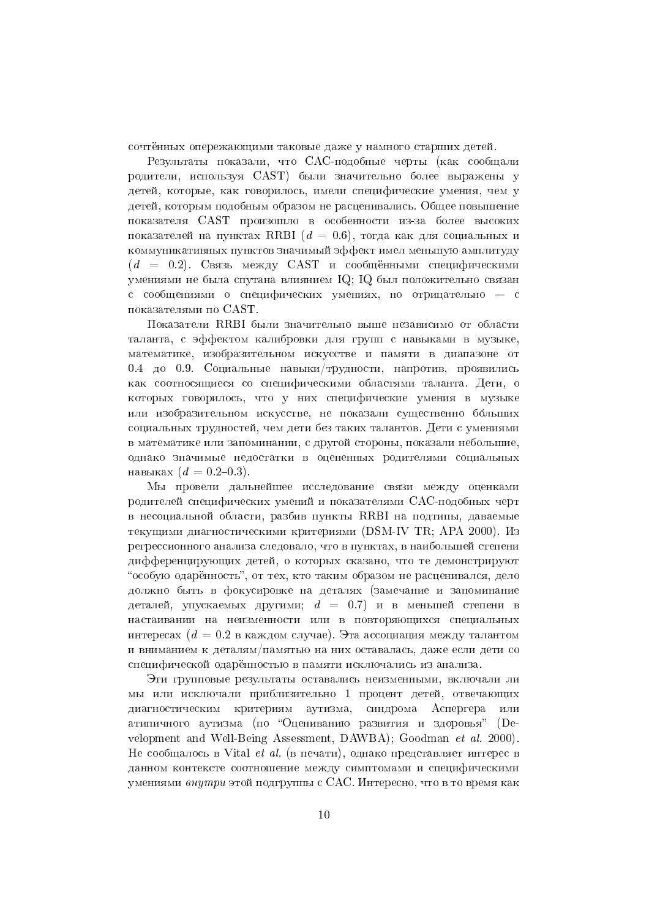сочтённых опережающими таковые даже у намного старших детей.

Результаты показали, что САС-подобные черты (как сообщали родители, используя CAST) были значительно более выражены у детей, которые, как говорилось, имели специфические умения, чем у детей, которым подобным образом не расценивались. Общее повышение показателя CAST произошло в особенности из-за более высоких показателей на пунктах RRBI ($d = 0.6$), тогда как для социальных и коммуникативных пунктов значимый эффект имел меньшую амплитуду ($d = 0.2$). Связь между CAST и сообщёнными специфическими умениями не была спутана влиянием IQ; IQ был положительно связан с сообщениями о специфических умениях, но отрицательно — с показателями по CAST.

Показатели RRBI были значительно выше независимо от области таланта, с эффектом калибровки для групп с навыками в музыке, математике, изобразительном искусстве и памяти в диапазоне от 0.4 до 0.9. Социальные навыки/трудности, напротив, проявились как соотносящиеся со специфическими областями таланта. Дети, о которых говорилось, что у них специфические умения в музыке или изобразительном искусстве, не показали существенно бо́льших социальных трудностей, чем дети без таких талантов. Дети с умениями в математике или запоминании, с другой стороны, показали небольшие, однако значимые недостатки в оцененных родителями социальных навыках ($d = 0.2$–$0.3$).

Мы провели дальнейшее исследование связи между оценками родителей специфических умений и показателями САС-подобных черт в несоциальной области, разбив пункты RRBI на подтипы, даваемые текущими диагностическими критериями (DSM-IV TR; APA 2000). Из регрессионного анализа следовало, что в пунктах, в наибольшей степени дифференцирующих детей, о которых сказано, что те демонстрируют "особую одарённость", от тех, кто таким образом не расценивался, дело должно быть в фокусировке на деталях (замечание и запоминание деталей, упускаемых другими; $d = 0.7$) и в меньшей степени в настаивании на неизменности или в повторяющихся специальных интересах ($d = 0.2$ в каждом случае). Эта ассоциация между талантом и вниманием к деталям/памятью на них оставалась, даже если дети со специфической одарённостью в памяти исключались из анализа.

Эти групповые результаты оставались неизменными, включали ли мы или исключали приблизительно 1 процент детей, отвечающих диагностическим критериям аутизма, синдрома Аспергера или атипичного аутизма (по "Оцениванию развития и здоровья" (Development and Well-Being Assessment, DAWBA); Goodman *et al.* 2000). Не сообщалось в Vital *et al.* (в печати), однако представляет интерес в данном контексте соотношение между симптомами и специфическими умениями *внутри* этой подгруппы с САС. Интересно, что в то время как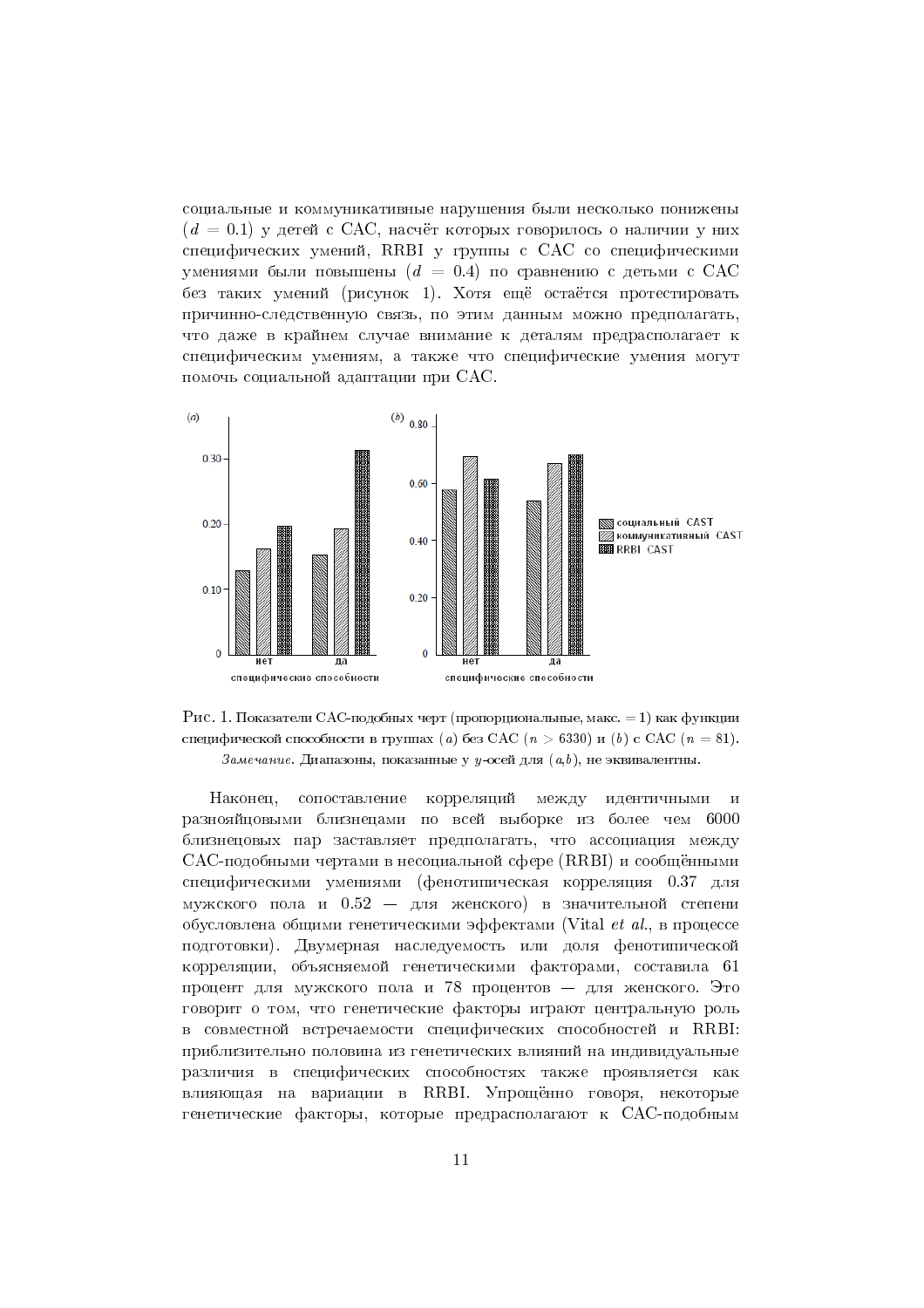социальные и коммуникативные нарушения были несколько понижены ($d = 0.1$) у детей с САС, насчёт которых говорилось о наличии у них специфических умений, RRBI у группы с САС со специфическими умениями были повышены ($d = 0.4$) по сравнению с детьми с САС без таких умений (рисунок 1). Хотя ещё остаётся протестировать причинно-следственную связь, по этим данным можно предполагать, что даже в крайнем случае внимание к деталям предрасполагает к специфическим умениям, а также что специфические умения могут помочь социальной адаптации при САС.

Рис. 1. Показатели САС-подобных черт (пропорциональные, макс. = 1) как функции специфической способности в группах (*a*) без САС ($n > 6330$) и (*b*) с САС ($n = 81$). *Замечание.* Диапазоны, показанные у $y$-осей для (*a*,*b*), не эквивалентны.

Наконец, сопоставление корреляций между идентичными и разнояйцовыми близнецами по всей выборке из более чем 6000 близнецовых пар заставляет предполагать, что ассоциация между САС-подобными чертами в несоциальной сфере (RRBI) и сообщёнными специфическими умениями (фенотипическая корреляция 0.37 для мужского пола и 0.52 — для женского) в значительной степени обусловлена общими генетическими эффектами (Vital *et al.*, в процессе подготовки). Двумерная наследуемость или доля фенотипической корреляции, объясняемой генетическими факторами, составила 61 процент для мужского пола и 78 процентов — для женского. Это говорит о том, что генетические факторы играют центральную роль в совместной встречаемости специфических способностей и RRBI: приблизительно половина из генетических влияний на индивидуальные различия в специфических способностях также проявляется как влияющая на вариации в RRBI. Упрощённо говоря, некоторые генетические факторы, которые предрасполагают к САС-подобным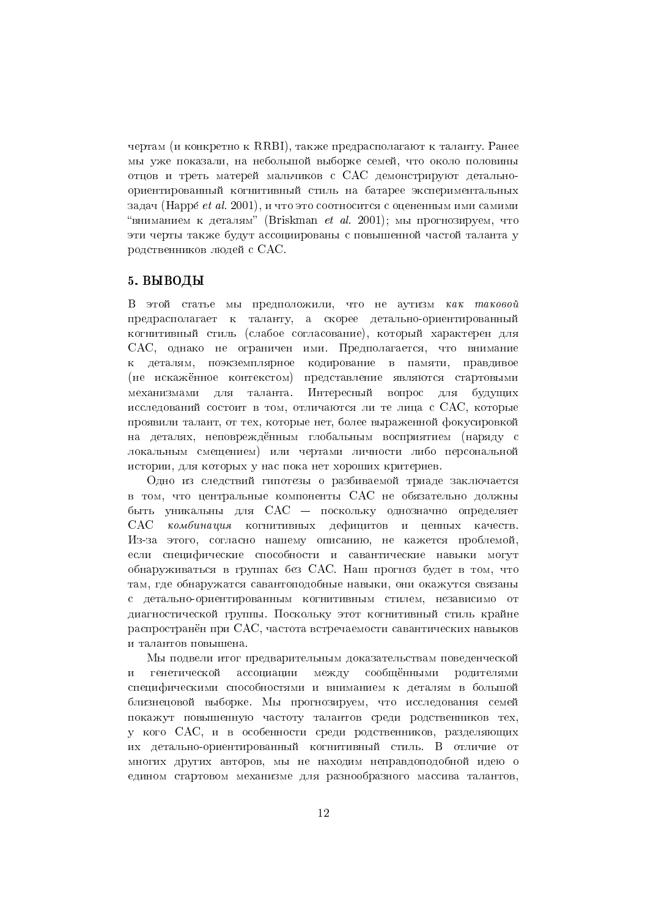чертам (и конкретно к RRBI), также предрасполагают к таланту. Ранее мы уже показали, на небольшой выборке семей, что около половины отцов и треть матерей мальчиков с САС демонстрируют детально-ориентированный когнитивный стиль на батарее экспериментальных задач (Happé *et al.* 2001), и что это соотносится с оцененным ими самими "вниманием к деталям" (Briskman *et al.* 2001); мы прогнозируем, что эти черты также будут ассоциированы с повышенной частой таланта у родственников людей с САС.

## 5. ВЫВОДЫ

В этой статье мы предположили, что не аутизм *как таковой* предрасполагает к таланту, а скорее детально-ориентированный когнитивный стиль (слабое согласование), который характерен для САС, однако не ограничен ими. Предполагается, что внимание к деталям, поэкземплярное кодирование в памяти, правдивое (не искажённое контекстом) представление являются стартовыми механизмами для таланта. Интересный вопрос для будущих исследований состоит в том, отличаются ли те лица с САС, которые проявили талант, от тех, которые нет, более выраженной фокусировкой на деталях, неповреждённым глобальным восприятием (наряду с локальным смещением) или чертами личности либо персональной истории, для которых у нас пока нет хороших критериев.

Одно из следствий гипотезы о разбиваемой триаде заключается в том, что центральные компоненты САС не обязательно должны быть уникальны для САС — поскольку однозначно определяет САС *комбинация* когнитивных дефицитов и ценных качеств. Из-за этого, согласно нашему описанию, не кажется проблемой, если специфические способности и савантические навыки могут обнаруживаться в группах без САС. Наш прогноз будет в том, что там, где обнаружатся савантоподобные навыки, они окажутся связаны с детально-ориентированным когнитивным стилем, независимо от диагностической группы. Поскольку этот когнитивный стиль крайне распространён при САС, частота встречаемости савантических навыков и талантов повышена.

Мы подвели итог предварительным доказательствам поведенческой и генетической ассоциации между сообщёнными родителями специфическими способностями и вниманием к деталям в большой близнецовой выборке. Мы прогнозируем, что исследования семей покажут повышенную частоту талантов среди родственников тех, у кого САС, и в особенности среди родственников, разделяющих их детально-ориентированный когнитивный стиль. В отличие от многих других авторов, мы не находим неправдоподобной идею о едином стартовом механизме для разнообразного массива талантов,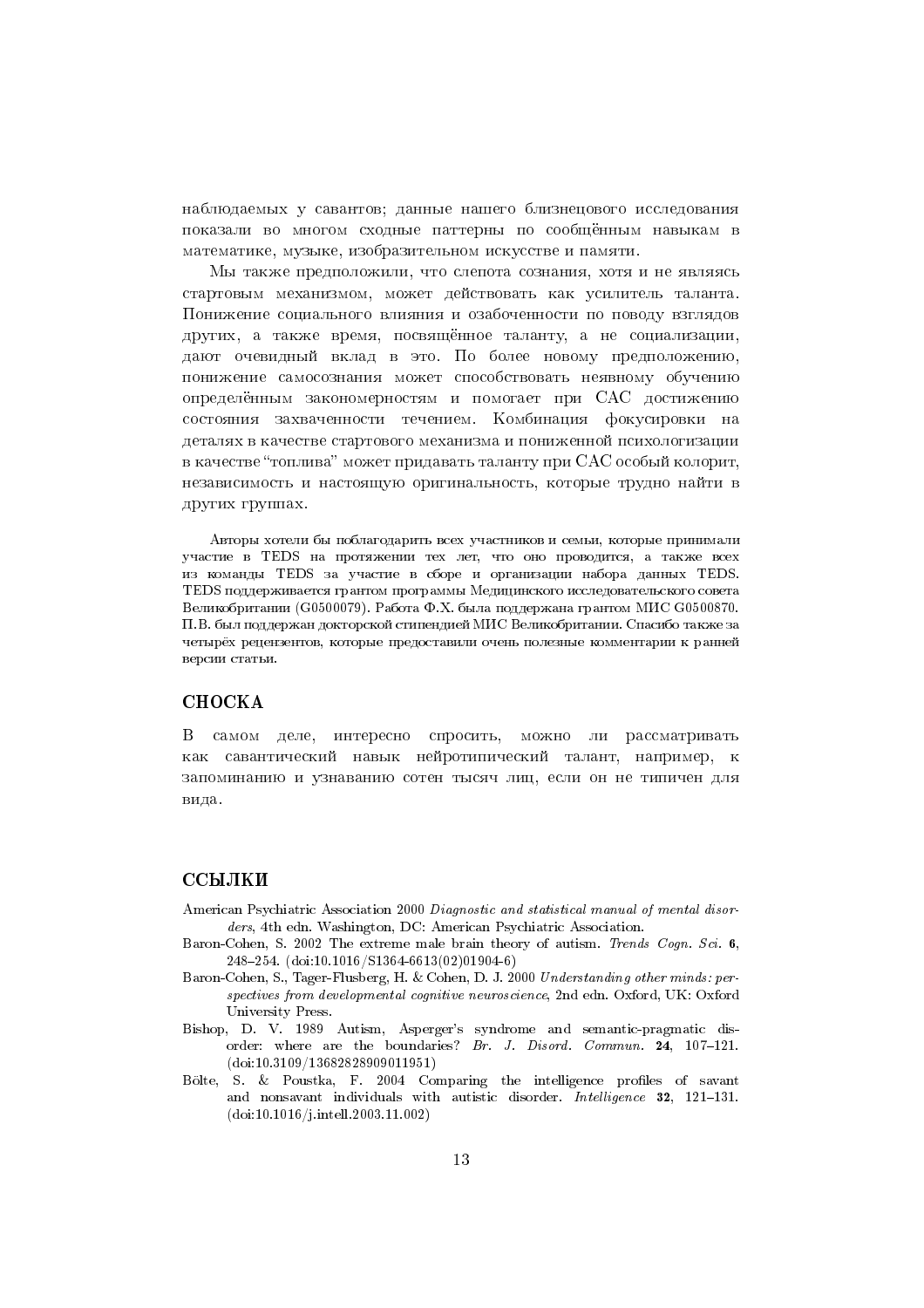наблюдаемых у савантов; данные нашего близнецового исследования показали во многом сходные паттерны по сообщённым навыкам в математике, музыке, изобразительном искусстве и памяти.

Мы также предположили, что слепота сознания, хотя и не являясь стартовым механизмом, может действовать как усилитель таланта. Понижение социального влияния и озабоченности по поводу взглядов других, а также время, посвящённое таланту, а не социализации, дают очевидный вклад в это. По более новому предположению, понижение самосознания может способствовать неявному обучению определённым закономерностям и помогает при САС достижению состояния захваченности течением. Комбинация фокусировки на деталях в качестве стартового механизма и пониженной психологизации в качестве "топлива" может придавать таланту при САС особый колорит, независимость и настоящую оригинальность, которые трудно найти в других группах.

Авторы хотели бы поблагодарить всех участников и семьи, которые принимали участие в TEDS на протяжении тех лет, что оно проводится, а также всех из команды TEDS за участие в сборе и организации набора данных TEDS. TEDS поддерживается грантом программы Медицинского исследовательского совета Великобритании (G0500079). Работа Ф.Х. была поддержана грантом МИС G0500870. П.В. был поддержан докторской стипендией МИС Великобритании. Спасибо также за четырёх рецензентов, которые предоставили очень полезные комментарии к ранней версии статьи.

## СНОСКА

В самом деле, интересно спросить, можно ли рассматривать как савантический навык нейротипический талант, например, к запоминанию и узнаванию сотен тысяч лиц, если он не типичен для вида.

## ССЫЛКИ

American Psychiatric Association 2000 *Diagnostic and statistical manual of mental disorders*, 4th edn. Washington, DC: American Psychiatric Association.

Baron-Cohen, S. 2002 The extreme male brain theory of autism. *Trends Cogn. Sci.* **6**, 248–254. (doi:10.1016/S1364-6613(02)01904-6)

Baron-Cohen, S., Tager-Flusberg, H. & Cohen, D. J. 2000 *Understanding other minds: perspectives from developmental cognitive neuroscience*, 2nd edn. Oxford, UK: Oxford University Press.

Bishop, D. V. 1989 Autism, Asperger's syndrome and semantic-pragmatic disorder: where are the boundaries? *Br. J. Disord. Commun.* **24**, 107–121. (doi:10.3109/13682828909011951)

Bölte, S. & Poustka, F. 2004 Comparing the intelligence profiles of savant and nonsavant individuals with autistic disorder. *Intelligence* **32**, 121–131. (doi:10.1016/j.intell.2003.11.002)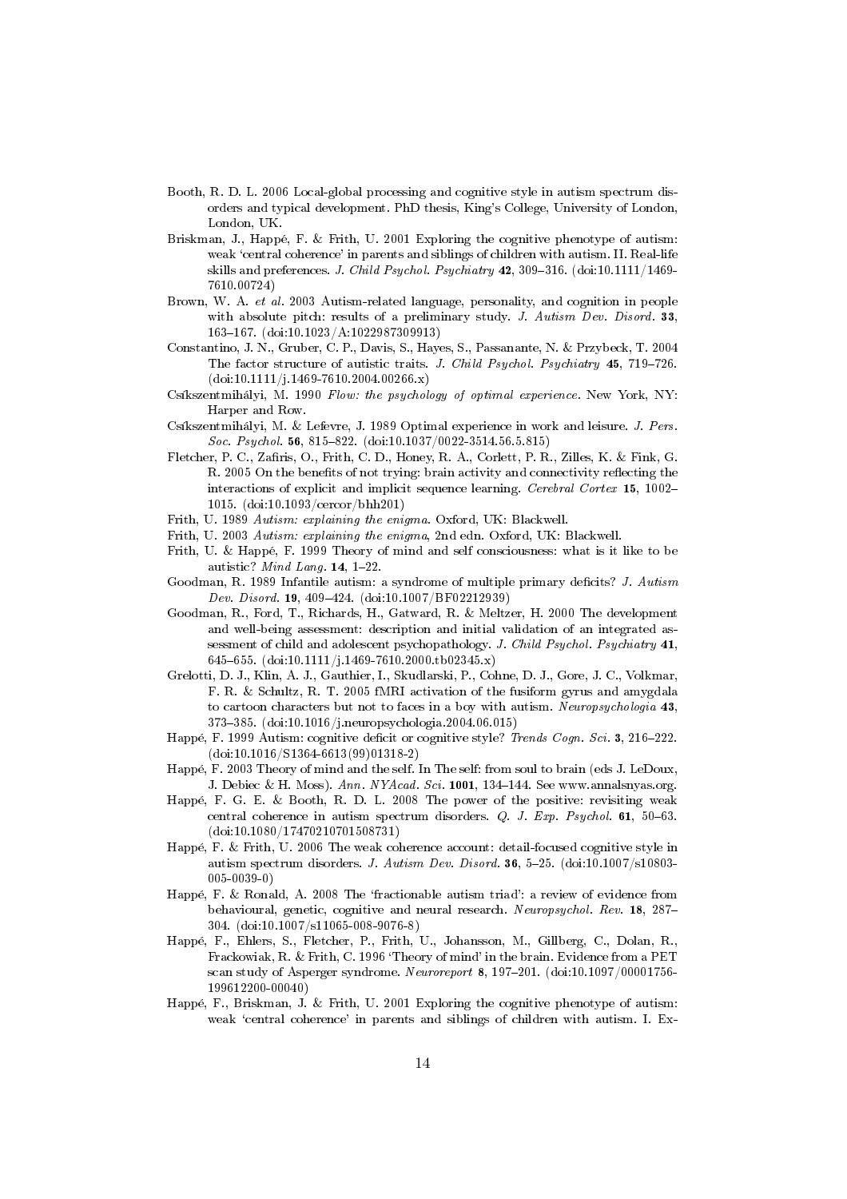Booth, R. D. L. 2006 Local-global processing and cognitive style in autism spectrum disorders and typical development. PhD thesis, King's College, University of London, London, UK.

Briskman, J., Happé, F. & Frith, U. 2001 Exploring the cognitive phenotype of autism: weak 'central coherence' in parents and siblings of children with autism. II. Real-life skills and preferences. *J. Child Psychol. Psychiatry* **42**, 309–316. (doi:10.1111/1469-7610.00724)

Brown, W. A. *et al.* 2003 Autism-related language, personality, and cognition in people with absolute pitch: results of a preliminary study. *J. Autism Dev. Disord.* **33**, 163–167. (doi:10.1023/A:1022987309913)

Constantino, J. N., Gruber, C. P., Davis, S., Hayes, S., Passanante, N. & Przybeck, T. 2004 The factor structure of autistic traits. *J. Child Psychol. Psychiatry* **45**, 719–726. (doi:10.1111/j.1469-7610.2004.00266.x)

Csíkszentmihályi, M. 1990 *Flow: the psychology of optimal experience*. New York, NY: Harper and Row.

Csíkszentmihályi, M. & Lefevre, J. 1989 Optimal experience in work and leisure. *J. Pers. Soc. Psychol.* **56**, 815–822. (doi:10.1037/0022-3514.56.5.815)

Fletcher, P. C., Zafiris, O., Frith, C. D., Honey, R. A., Corlett, P. R., Zilles, K. & Fink, G. R. 2005 On the benefits of not trying: brain activity and connectivity reflecting the interactions of explicit and implicit sequence learning. *Cerebral Cortex* **15**, 1002–1015. (doi:10.1093/cercor/bhh201)

Frith, U. 1989 *Autism: explaining the enigma*. Oxford, UK: Blackwell.

Frith, U. 2003 *Autism: explaining the enigma*, 2nd edn. Oxford, UK: Blackwell.

Frith, U. & Happé, F. 1999 Theory of mind and self consciousness: what is it like to be autistic? *Mind Lang.* **14**, 1–22.

Goodman, R. 1989 Infantile autism: a syndrome of multiple primary deficits? *J. Autism Dev. Disord.* **19**, 409–424. (doi:10.1007/BF02212939)

Goodman, R., Ford, T., Richards, H., Gatward, R. & Meltzer, H. 2000 The development and well-being assessment: description and initial validation of an integrated assessment of child and adolescent psychopathology. *J. Child Psychol. Psychiatry* **41**, 645–655. (doi:10.1111/j.1469-7610.2000.tb02345.x)

Grelotti, D. J., Klin, A. J., Gauthier, I., Skudlarski, P., Cohne, D. J., Gore, J. C., Volkmar, F. R. & Schultz, R. T. 2005 fMRI activation of the fusiform gyrus and amygdala to cartoon characters but not to faces in a boy with autism. *Neuropsychologia* **43**, 373–385. (doi:10.1016/j.neuropsychologia.2004.06.015)

Happé, F. 1999 Autism: cognitive deficit or cognitive style? *Trends Cogn. Sci.* **3**, 216–222. (doi:10.1016/S1364-6613(99)01318-2)

Happé, F. 2003 Theory of mind and the self. In The self: from soul to brain (eds J. LeDoux, J. Debiec & H. Moss). *Ann. NYAcad. Sci.* **1001**, 134–144. See www.annalsnyas.org.

Happé, F. G. E. & Booth, R. D. L. 2008 The power of the positive: revisiting weak central coherence in autism spectrum disorders. *Q. J. Exp. Psychol.* **61**, 50–63. (doi:10.1080/17470210701508731)

Happé, F. & Frith, U. 2006 The weak coherence account: detail-focused cognitive style in autism spectrum disorders. *J. Autism Dev. Disord.* **36**, 5–25. (doi:10.1007/s10803-005-0039-0)

Happé, F. & Ronald, A. 2008 The 'fractionable autism triad': a review of evidence from behavioural, genetic, cognitive and neural research. *Neuropsychol. Rev.* **18**, 287–304. (doi:10.1007/s11065-008-9076-8)

Happé, F., Ehlers, S., Fletcher, P., Frith, U., Johansson, M., Gillberg, C., Dolan, R., Frackowiak, R. & Frith, C. 1996 'Theory of mind' in the brain. Evidence from a PET scan study of Asperger syndrome. *Neuroreport* **8**, 197–201. (doi:10.1097/00001756-199612200-00040)

Happé, F., Briskman, J. & Frith, U. 2001 Exploring the cognitive phenotype of autism: weak 'central coherence' in parents and siblings of children with autism. I. Ex-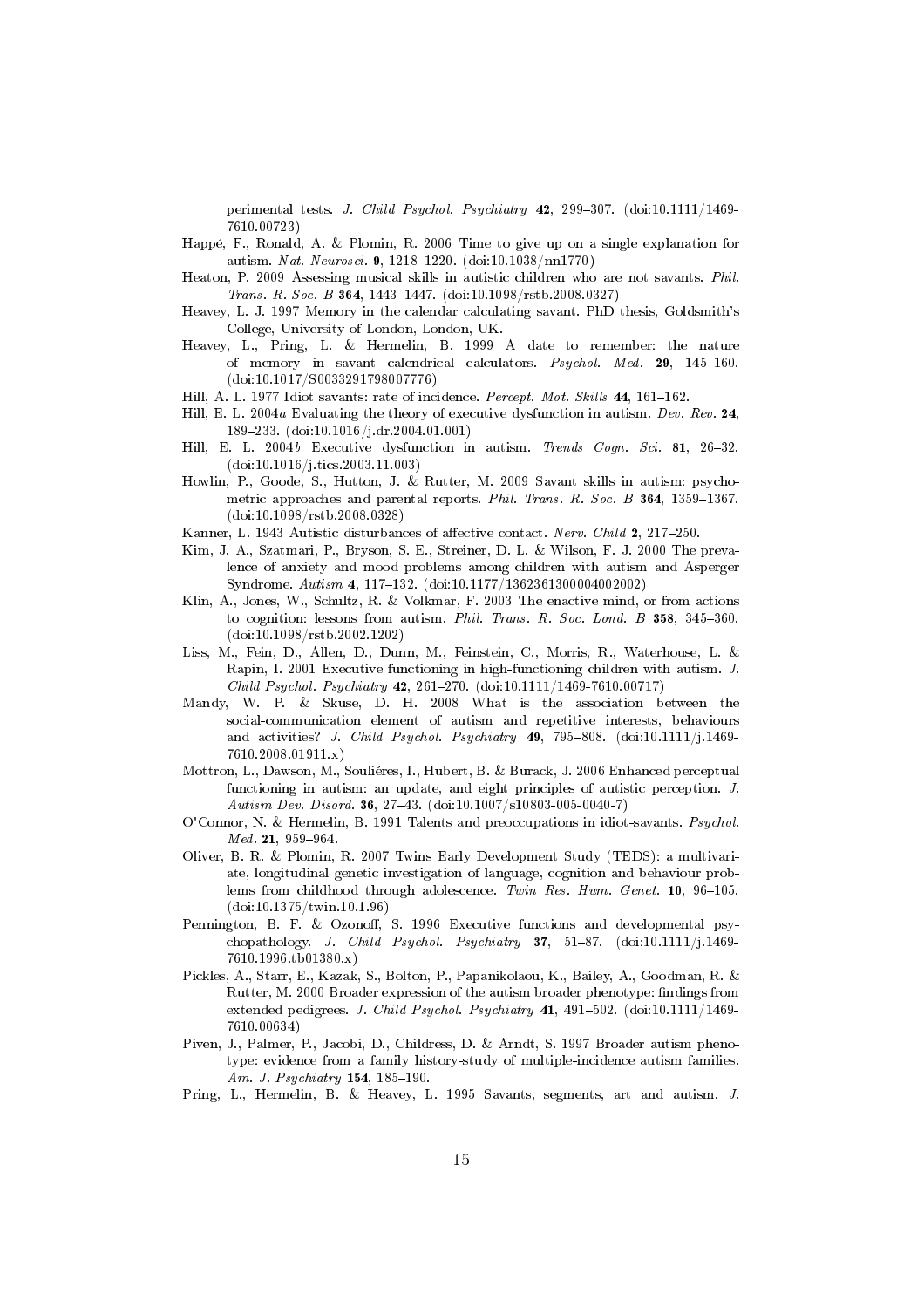perimental tests. *J. Child Psychol. Psychiatry* **42**, 299–307. (doi:10.1111/1469-7610.00723)

Happé, F., Ronald, A. & Plomin, R. 2006 Time to give up on a single explanation for autism. *Nat. Neurosci.* **9**, 1218–1220. (doi:10.1038/nn1770)

Heaton, P. 2009 Assessing musical skills in autistic children who are not savants. *Phil. Trans. R. Soc. B* **364**, 1443–1447. (doi:10.1098/rstb.2008.0327)

Heavey, L. J. 1997 Memory in the calendar calculating savant. PhD thesis, Goldsmith's College, University of London, London, UK.

Heavey, L., Pring, L. & Hermelin, B. 1999 A date to remember: the nature of memory in savant calendrical calculators. *Psychol. Med.* **29**, 145–160. (doi:10.1017/S0033291798007776)

Hill, A. L. 1977 Idiot savants: rate of incidence. *Percept. Mot. Skills* **44**, 161–162.

Hill, E. L. 2004*a* Evaluating the theory of executive dysfunction in autism. *Dev. Rev.* **24**, 189–233. (doi:10.1016/j.dr.2004.01.001)

Hill, E. L. 2004*b* Executive dysfunction in autism. *Trends Cogn. Sci.* **81**, 26–32. (doi:10.1016/j.tics.2003.11.003)

Howlin, P., Goode, S., Hutton, J. & Rutter, M. 2009 Savant skills in autism: psychometric approaches and parental reports. *Phil. Trans. R. Soc. B* **364**, 1359–1367. (doi:10.1098/rstb.2008.0328)

Kanner, L. 1943 Autistic disturbances of affective contact. *Nerv. Child* **2**, 217–250.

Kim, J. A., Szatmari, P., Bryson, S. E., Streiner, D. L. & Wilson, F. J. 2000 The prevalence of anxiety and mood problems among children with autism and Asperger Syndrome. *Autism* **4**, 117–132. (doi:10.1177/1362361300004002002)

Klin, A., Jones, W., Schultz, R. & Volkmar, F. 2003 The enactive mind, or from actions to cognition: lessons from autism. *Phil. Trans. R. Soc. Lond. B* **358**, 345–360. (doi:10.1098/rstb.2002.1202)

Liss, M., Fein, D., Allen, D., Dunn, M., Feinstein, C., Morris, R., Waterhouse, L. & Rapin, I. 2001 Executive functioning in high-functioning children with autism. *J. Child Psychol. Psychiatry* **42**, 261–270. (doi:10.1111/1469-7610.00717)

Mandy, W. P. & Skuse, D. H. 2008 What is the association between the social-communication element of autism and repetitive interests, behaviours and activities? *J. Child Psychol. Psychiatry* **49**, 795–808. (doi:10.1111/j.1469-7610.2008.01911.x)

Mottron, L., Dawson, M., Souliéres, I., Hubert, B. & Burack, J. 2006 Enhanced perceptual functioning in autism: an update, and eight principles of autistic perception. *J. Autism Dev. Disord.* **36**, 27–43. (doi:10.1007/s10803-005-0040-7)

O'Connor, N. & Hermelin, B. 1991 Talents and preoccupations in idiot-savants. *Psychol. Med.* **21**, 959–964.

Oliver, B. R. & Plomin, R. 2007 Twins Early Development Study (TEDS): a multivariate, longitudinal genetic investigation of language, cognition and behaviour problems from childhood through adolescence. *Twin Res. Hum. Genet.* **10**, 96–105. (doi:10.1375/twin.10.1.96)

Pennington, B. F. & Ozonoff, S. 1996 Executive functions and developmental psychopathology. *J. Child Psychol. Psychiatry* **37**, 51–87. (doi:10.1111/j.1469-7610.1996.tb01380.x)

Pickles, A., Starr, E., Kazak, S., Bolton, P., Papanikolaou, K., Bailey, A., Goodman, R. & Rutter, M. 2000 Broader expression of the autism broader phenotype: findings from extended pedigrees. *J. Child Psychol. Psychiatry* **41**, 491–502. (doi:10.1111/1469-7610.00634)

Piven, J., Palmer, P., Jacobi, D., Childress, D. & Arndt, S. 1997 Broader autism phenotype: evidence from a family history-study of multiple-incidence autism families. *Am. J. Psychiatry* **154**, 185–190.

Pring, L., Hermelin, B. & Heavey, L. 1995 Savants, segments, art and autism. *J.*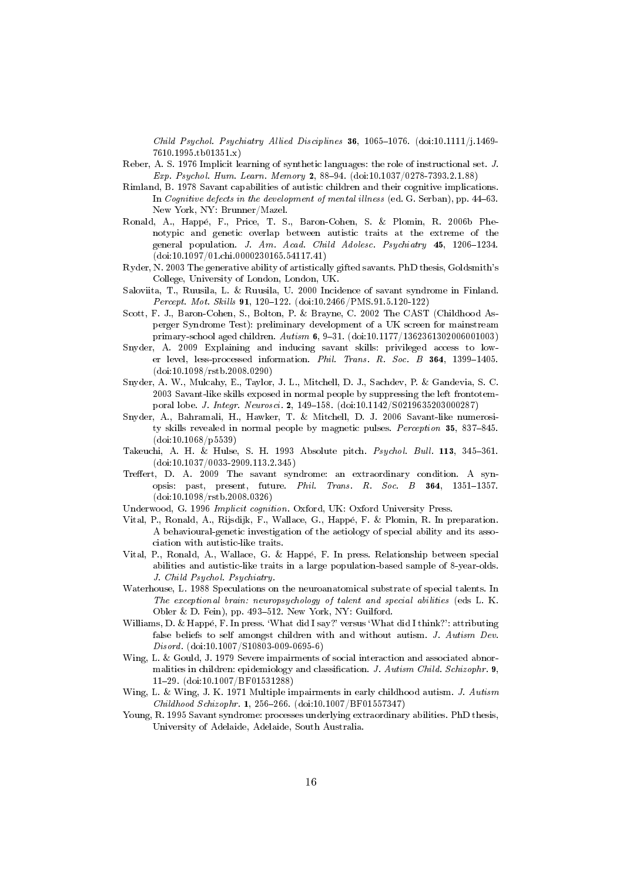*Child Psychol. Psychiatry Allied Disciplines* **36**, 1065–1076. (doi:10.1111/j.1469-7610.1995.tb01351.x)

Reber, A. S. 1976 Implicit learning of synthetic languages: the role of instructional set. *J. Exp. Psychol. Hum. Learn. Memory* **2**, 88–94. (doi:10.1037/0278-7393.2.1.88)

Rimland, B. 1978 Savant capabilities of autistic children and their cognitive implications. In *Cognitive defects in the development of mental illness* (ed. G. Serban), pp. 44–63. New York, NY: Brunner/Mazel.

Ronald, A., Happé, F., Price, T. S., Baron-Cohen, S. & Plomin, R. 2006b Phenotypic and genetic overlap between autistic traits at the extreme of the general population. *J. Am. Acad. Child Adolesc. Psychiatry* **45**, 1206–1234. (doi:10.1097/01.chi.0000230165.54117.41)

Ryder, N. 2003 The generative ability of artistically gifted savants. PhD thesis, Goldsmith's College, University of London, London, UK.

Saloviita, T., Ruusila, L. & Ruusila, U. 2000 Incidence of savant syndrome in Finland. *Percept. Mot. Skills* **91**, 120–122. (doi:10.2466/PMS.91.5.120-122)

Scott, F. J., Baron-Cohen, S., Bolton, P. & Brayne, C. 2002 The CAST (Childhood Asperger Syndrome Test): preliminary development of a UK screen for mainstream primary-school aged children. *Autism* **6**, 9–31. (doi:10.1177/1362361302006001003)

Snyder, A. 2009 Explaining and inducing savant skills: privileged access to lower level, less-processed information. *Phil. Trans. R. Soc. B* **364**, 1399–1405. (doi:10.1098/rstb.2008.0290)

Snyder, A. W., Mulcahy, E., Taylor, J. L., Mitchell, D. J., Sachdev, P. & Gandevia, S. C. 2003 Savant-like skills exposed in normal people by suppressing the left frontotemporal lobe. *J. Integr. Neurosci.* **2**, 149–158. (doi:10.1142/S0219635203000287)

Snyder, A., Bahramali, H., Hawker, T. & Mitchell, D. J. 2006 Savant-like numerosity skills revealed in normal people by magnetic pulses. *Perception* **35**, 837–845. (doi:10.1068/p5539)

Takeuchi, A. H. & Hulse, S. H. 1993 Absolute pitch. *Psychol. Bull.* **113**, 345–361. (doi:10.1037/0033-2909.113.2.345)

Treffert, D. A. 2009 The savant syndrome: an extraordinary condition. A synopsis: past, present, future. *Phil. Trans. R. Soc. B* **364**, 1351–1357. (doi:10.1098/rstb.2008.0326)

Underwood, G. 1996 *Implicit cognition*. Oxford, UK: Oxford University Press.

Vital, P., Ronald, A., Rijsdijk, F., Wallace, G., Happé, F. & Plomin, R. In preparation. A behavioural-genetic investigation of the aetiology of special ability and its association with autistic-like traits.

Vital, P., Ronald, A., Wallace, G. & Happé, F. In press. Relationship between special abilities and autistic-like traits in a large population-based sample of 8-year-olds. *J. Child Psychol. Psychiatry*.

Waterhouse, L. 1988 Speculations on the neuroanatomical substrate of special talents. In *The exceptional brain: neuropsychology of talent and special abilities* (eds L. K. Obler & D. Fein), pp. 493–512. New York, NY: Guilford.

Williams, D. & Happé, F. In press. 'What did I say?' versus 'What did I think?': attributing false beliefs to self amongst children with and without autism. *J. Autism Dev. Disord.* (doi:10.1007/S10803-009-0695-6)

Wing, L. & Gould, J. 1979 Severe impairments of social interaction and associated abnormalities in children: epidemiology and classification. *J. Autism Child. Schizophr.* **9**, 11–29. (doi:10.1007/BF01531288)

Wing, L. & Wing, J. K. 1971 Multiple impairments in early childhood autism. *J. Autism Childhood Schizophr.* **1**, 256–266. (doi:10.1007/BF01557347)

Young, R. 1995 Savant syndrome: processes underlying extraordinary abilities. PhD thesis, University of Adelaide, Adelaide, South Australia.